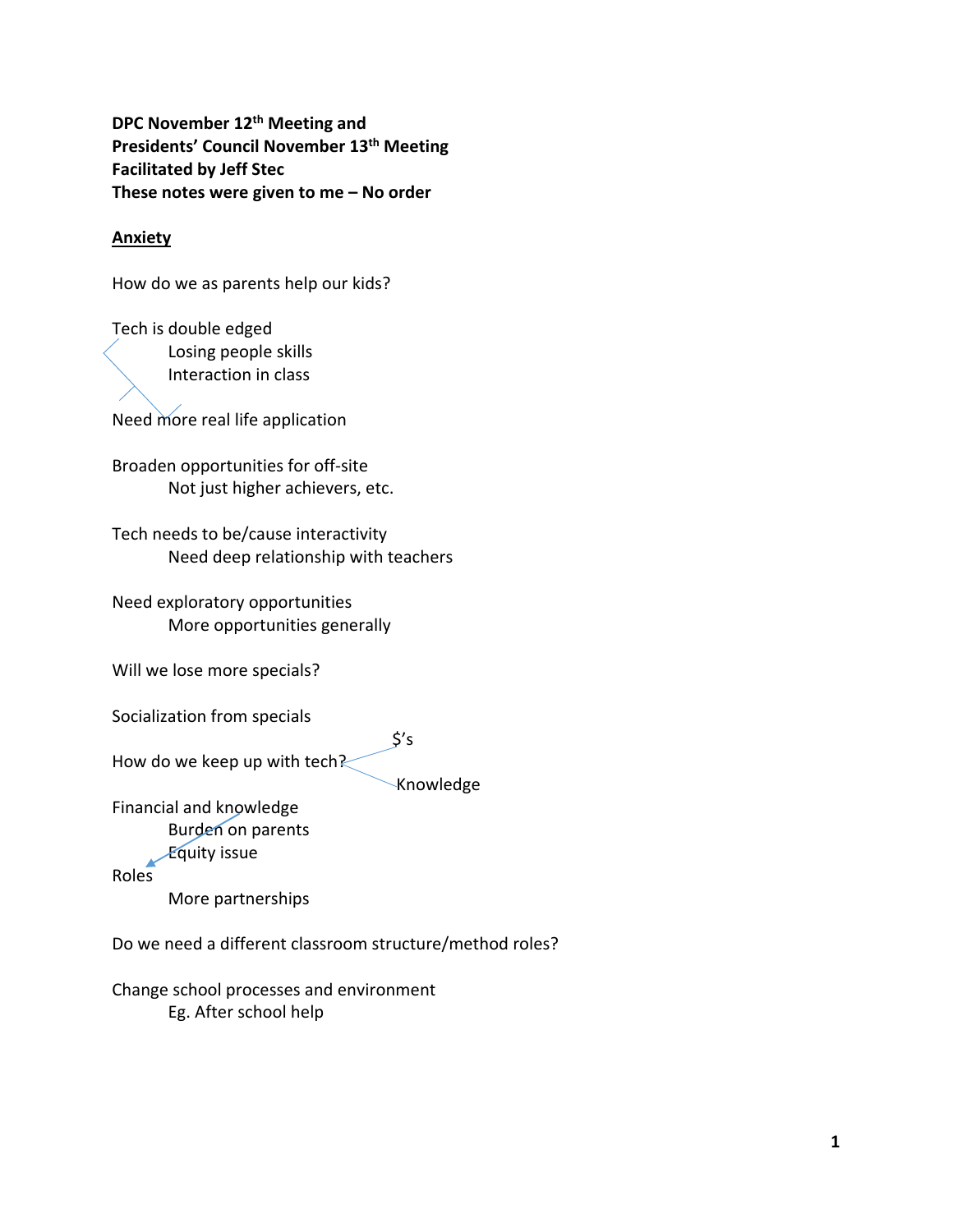**DPC November 12th Meeting and**
**Presidents' Council November 13th Meeting**
**Facilitated by Jeff Stec**
**These notes were given to me – No order**

**<u>Anxiety</u>**

How do we as parents help our kids?

Tech is double edged
- Losing people skills
- Interaction in class

Need more real life application

Broaden opportunities for off-site
- Not just higher achievers, etc.

Tech needs to be/cause interactivity
- Need deep relationship with teachers

Need exploratory opportunities
- More opportunities generally

Will we lose more specials?

Socialization from specials

How do we keep up with tech?
- $'s
- Knowledge

Financial and knowledge
- Burden on parents
- Equity issue

Roles
- More partnerships

Do we need a different classroom structure/method roles?

Change school processes and environment
- Eg. After school help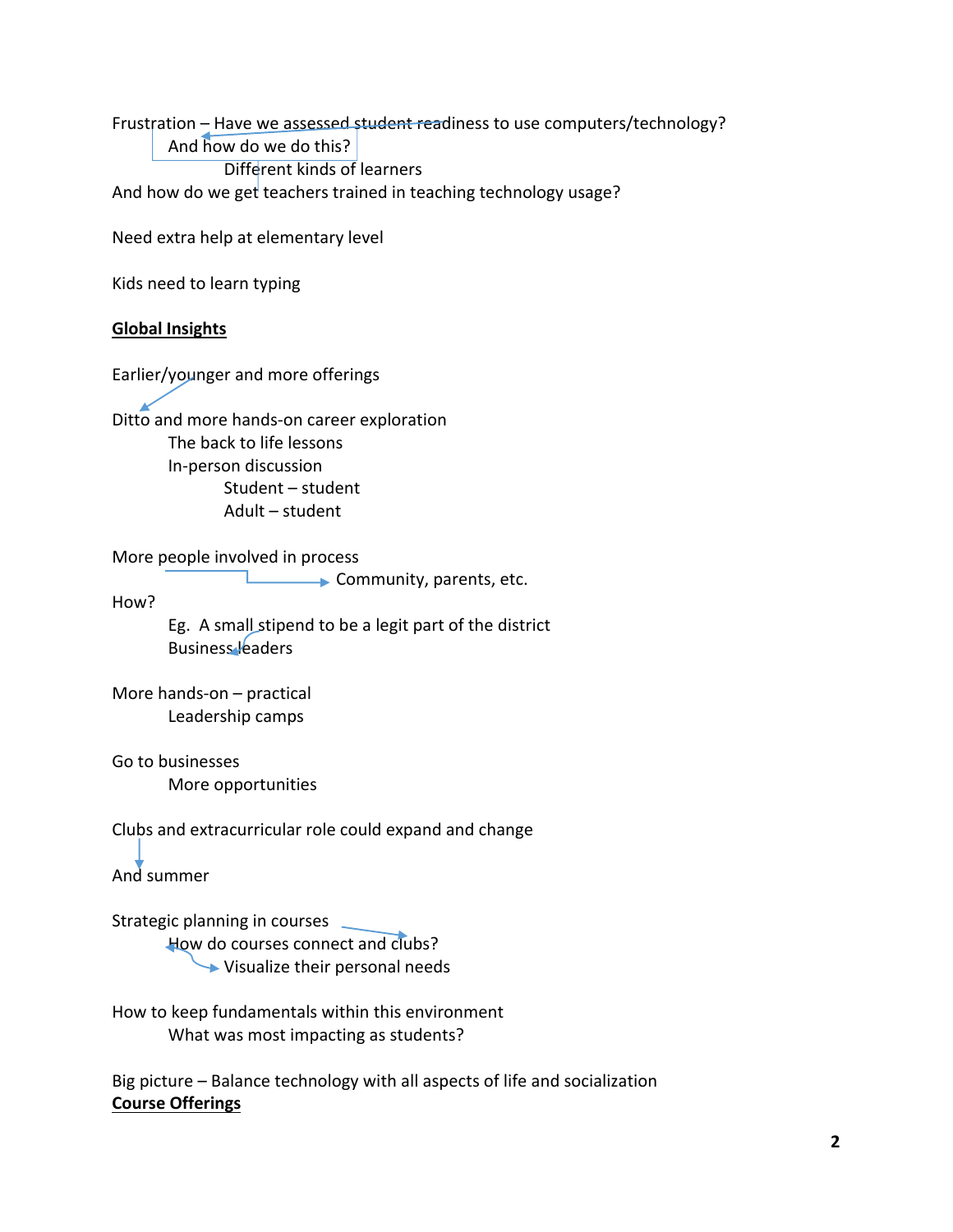Frustration – Have we assessed student readiness to use computers/technology?

  And how do we do this?

    Different kinds of learners

And how do we get teachers trained in teaching technology usage?

Need extra help at elementary level

Kids need to learn typing

**Global Insights**

Earlier/younger and more offerings

Ditto and more hands-on career exploration

  The back to life lessons

  In-person discussion

    Student – student

    Adult – student

More people involved in process

  Community, parents, etc.

How?

  Eg. A small stipend to be a legit part of the district

  Business leaders

More hands-on – practical

  Leadership camps

Go to businesses

  More opportunities

Clubs and extracurricular role could expand and change

And summer

Strategic planning in courses

  How do courses connect and clubs?

    Visualize their personal needs

How to keep fundamentals within this environment

  What was most impacting as students?

Big picture – Balance technology with all aspects of life and socialization

**Course Offerings**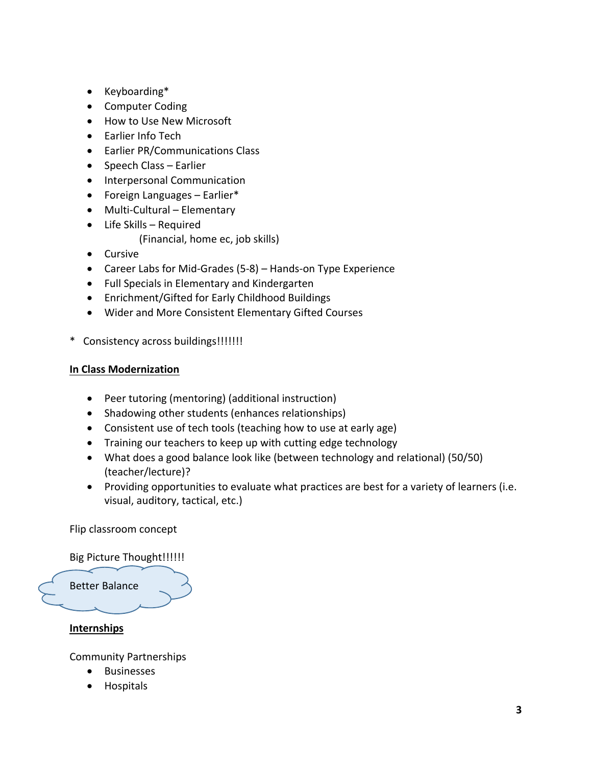- Keyboarding*
- Computer Coding
- How to Use New Microsoft
- Earlier Info Tech
- Earlier PR/Communications Class
- Speech Class – Earlier
- Interpersonal Communication
- Foreign Languages – Earlier*
- Multi-Cultural – Elementary
- Life Skills – Required
  (Financial, home ec, job skills)
- Cursive
- Career Labs for Mid-Grades (5-8) – Hands-on Type Experience
- Full Specials in Elementary and Kindergarten
- Enrichment/Gifted for Early Childhood Buildings
- Wider and More Consistent Elementary Gifted Courses

* Consistency across buildings!!!!!!!

**<u>In Class Modernization</u>**

- Peer tutoring (mentoring) (additional instruction)
- Shadowing other students (enhances relationships)
- Consistent use of tech tools (teaching how to use at early age)
- Training our teachers to keep up with cutting edge technology
- What does a good balance look like (between technology and relational) (50/50) (teacher/lecture)?
- Providing opportunities to evaluate what practices are best for a variety of learners (i.e. visual, auditory, tactical, etc.)

Flip classroom concept

Big Picture Thought!!!!!!

Better Balance

**<u>Internships</u>**

Community Partnerships

- Businesses
- Hospitals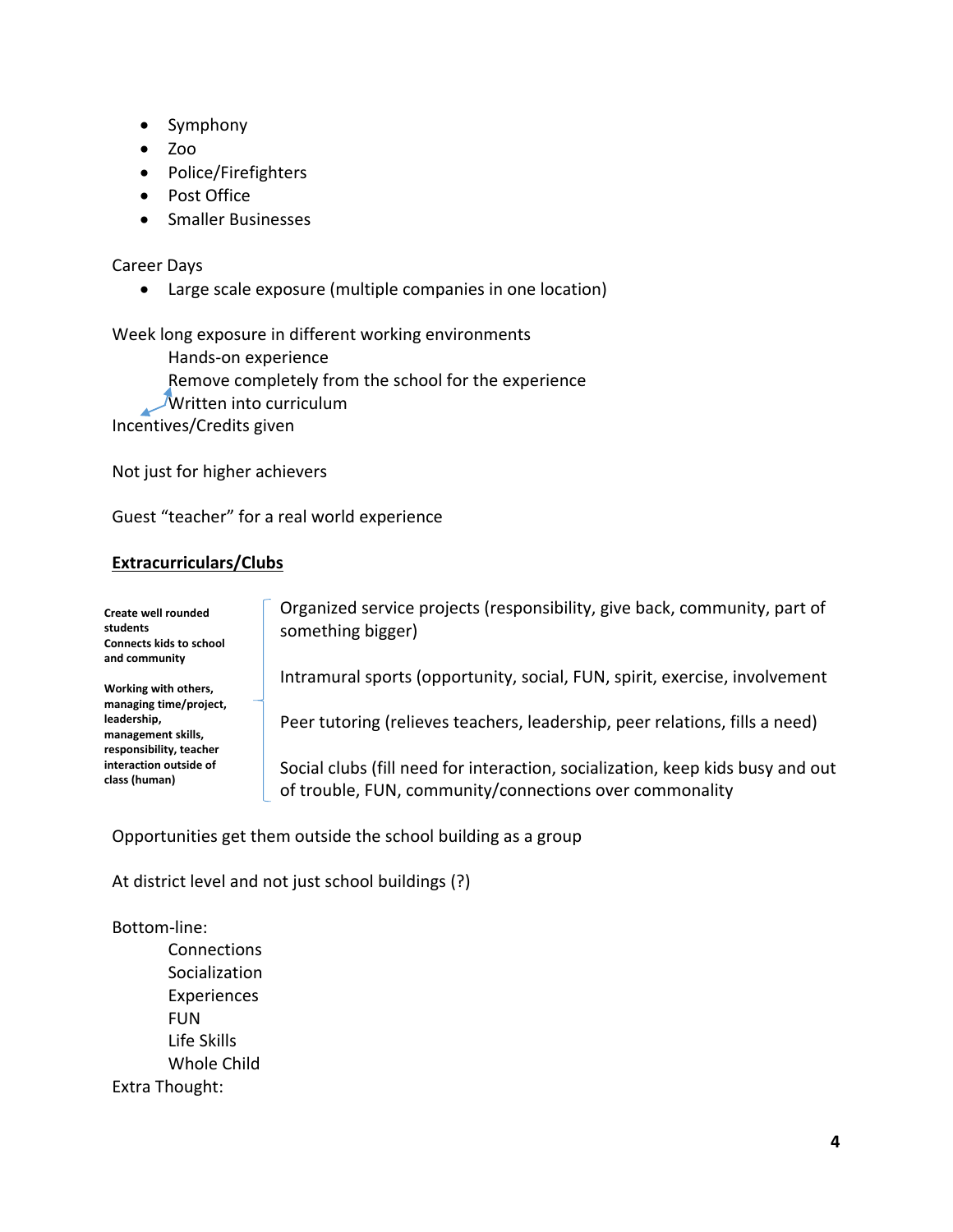- Symphony
- Zoo
- Police/Firefighters
- Post Office
- Smaller Businesses

Career Days

- Large scale exposure (multiple companies in one location)

Week long exposure in different working environments

  Hands-on experience

  Remove completely from the school for the experience

  Written into curriculum

Incentives/Credits given

Not just for higher achievers

Guest "teacher" for a real world experience

**<u>Extracurriculars/Clubs</u>**

**Create well rounded students**
**Connects kids to school and community**

**Working with others, managing time/project, leadership, management skills, responsibility, teacher interaction outside of class (human)**

Organized service projects (responsibility, give back, community, part of something bigger)

Intramural sports (opportunity, social, FUN, spirit, exercise, involvement

Peer tutoring (relieves teachers, leadership, peer relations, fills a need)

Social clubs (fill need for interaction, socialization, keep kids busy and out of trouble, FUN, community/connections over commonality

Opportunities get them outside the school building as a group

At district level and not just school buildings (?)

Bottom-line:

  Connections
  Socialization
  Experiences
  FUN
  Life Skills
  Whole Child

Extra Thought: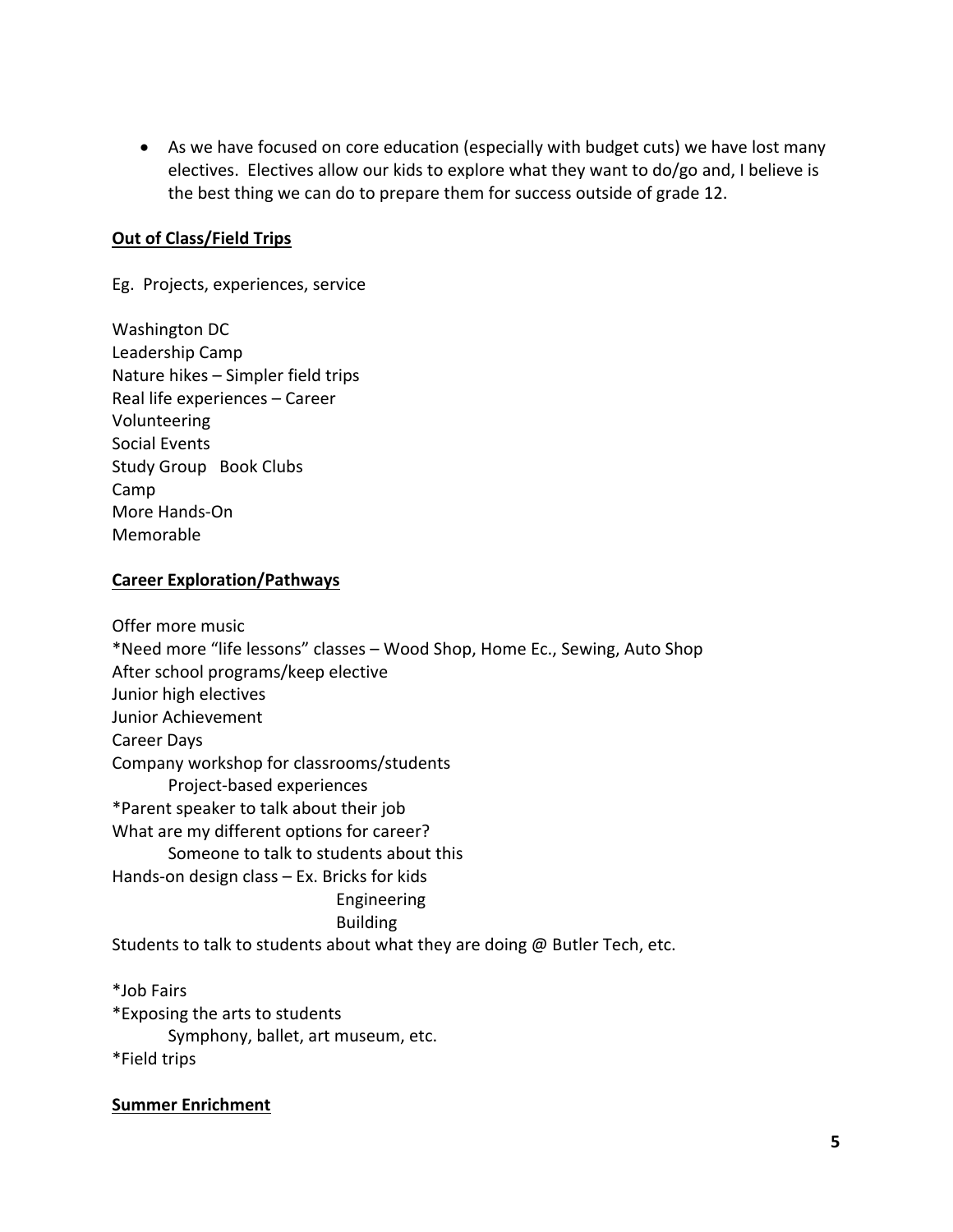- As we have focused on core education (especially with budget cuts) we have lost many electives. Electives allow our kids to explore what they want to do/go and, I believe is the best thing we can do to prepare them for success outside of grade 12.

**Out of Class/Field Trips**

Eg. Projects, experiences, service

Washington DC
Leadership Camp
Nature hikes – Simpler field trips
Real life experiences – Career
Volunteering
Social Events
Study Group   Book Clubs
Camp
More Hands-On
Memorable

**Career Exploration/Pathways**

Offer more music
*Need more "life lessons" classes – Wood Shop, Home Ec., Sewing, Auto Shop
After school programs/keep elective
Junior high electives
Junior Achievement
Career Days
Company workshop for classrooms/students
    Project-based experiences
*Parent speaker to talk about their job
What are my different options for career?
    Someone to talk to students about this
Hands-on design class – Ex. Bricks for kids
    Engineering
    Building
Students to talk to students about what they are doing @ Butler Tech, etc.

*Job Fairs
*Exposing the arts to students
    Symphony, ballet, art museum, etc.
*Field trips

**Summer Enrichment**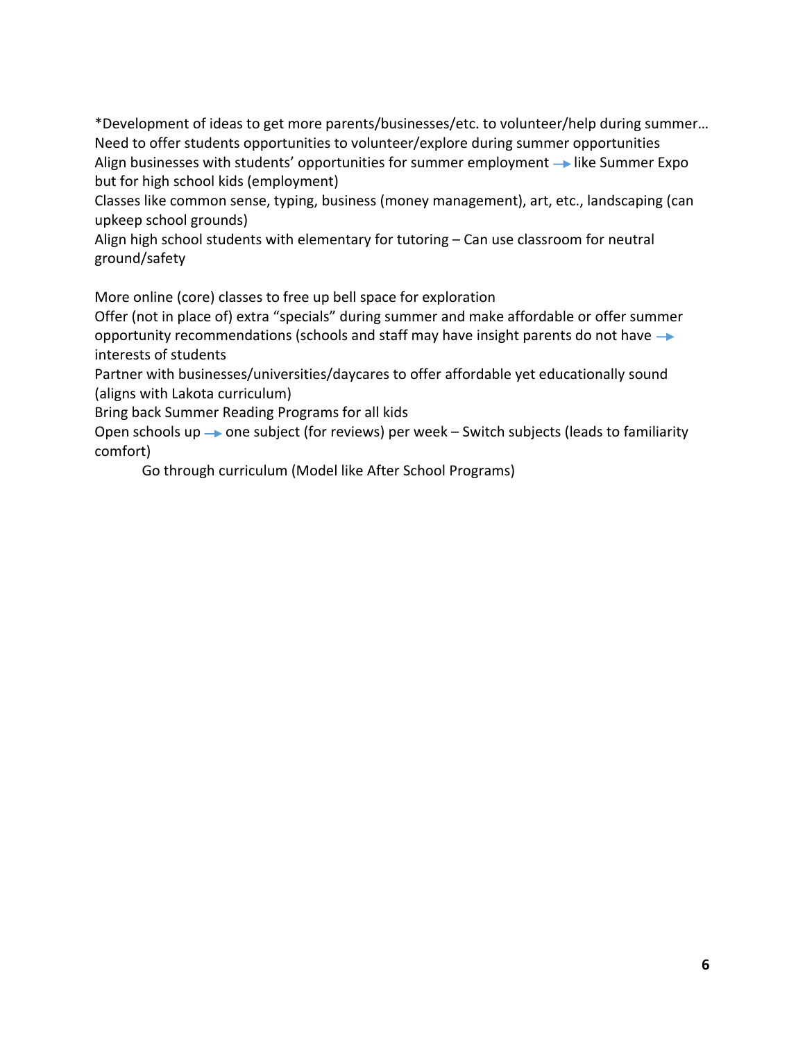*Development of ideas to get more parents/businesses/etc. to volunteer/help during summer…
Need to offer students opportunities to volunteer/explore during summer opportunities
Align businesses with students' opportunities for summer employment → like Summer Expo but for high school kids (employment)
Classes like common sense, typing, business (money management), art, etc., landscaping (can upkeep school grounds)
Align high school students with elementary for tutoring – Can use classroom for neutral ground/safety

More online (core) classes to free up bell space for exploration
Offer (not in place of) extra "specials" during summer and make affordable or offer summer opportunity recommendations (schools and staff may have insight parents do not have → interests of students
Partner with businesses/universities/daycares to offer affordable yet educationally sound (aligns with Lakota curriculum)
Bring back Summer Reading Programs for all kids
Open schools up → one subject (for reviews) per week – Switch subjects (leads to familiarity comfort)

Go through curriculum (Model like After School Programs)